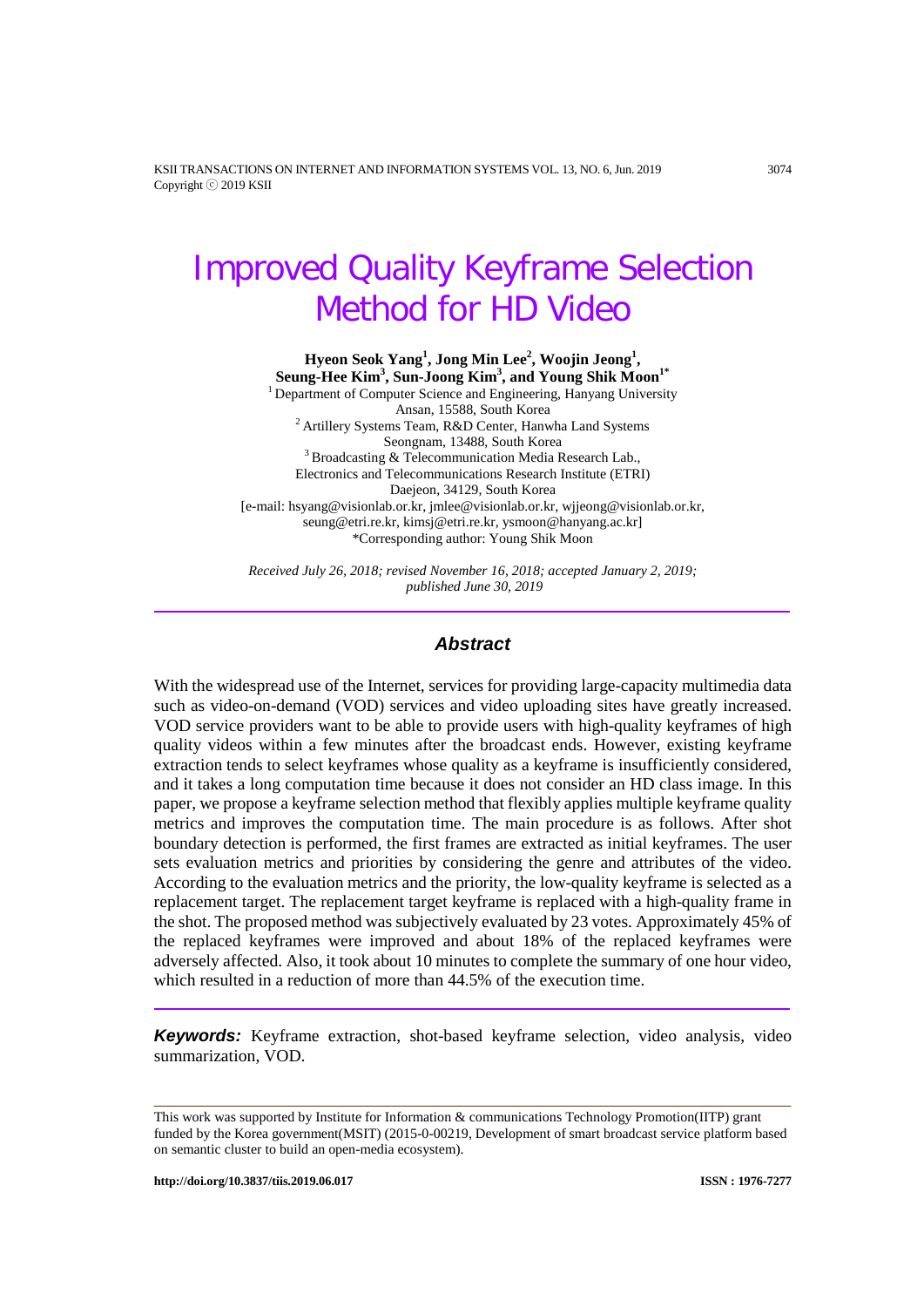# Improved Quality Keyframe Selection Method for HD Video

**Hyeon Seok Yang[1], Jong Min Lee[2], Woojin Jeong[1], Seung-Hee Kim[3], Sun-Joong Kim[3], and Young Shik Moon[1*]**

[1] Department of Computer Science and Engineering, Hanyang University
Ansan, 15588, South Korea
[2] Artillery Systems Team, R&D Center, Hanwha Land Systems
Seongnam, 13488, South Korea
[3] Broadcasting & Telecommunication Media Research Lab.,
Electronics and Telecommunications Research Institute (ETRI)
Daejeon, 34129, South Korea
[e-mail: hsyang@visionlab.or.kr, jmlee@visionlab.or.kr, wjjeong@visionlab.or.kr, seung@etri.re.kr, kimsj@etri.re.kr, ysmoon@hanyang.ac.kr]
*Corresponding author: Young Shik Moon

*Received July 26, 2018; revised November 16, 2018; accepted January 2, 2019; published June 30, 2019*

## *Abstract*

With the widespread use of the Internet, services for providing large-capacity multimedia data such as video-on-demand (VOD) services and video uploading sites have greatly increased. VOD service providers want to be able to provide users with high-quality keyframes of high quality videos within a few minutes after the broadcast ends. However, existing keyframe extraction tends to select keyframes whose quality as a keyframe is insufficiently considered, and it takes a long computation time because it does not consider an HD class image. In this paper, we propose a keyframe selection method that flexibly applies multiple keyframe quality metrics and improves the computation time. The main procedure is as follows. After shot boundary detection is performed, the first frames are extracted as initial keyframes. The user sets evaluation metrics and priorities by considering the genre and attributes of the video. According to the evaluation metrics and the priority, the low-quality keyframe is selected as a replacement target. The replacement target keyframe is replaced with a high-quality frame in the shot. The proposed method was subjectively evaluated by 23 votes. Approximately 45% of the replaced keyframes were improved and about 18% of the replaced keyframes were adversely affected. Also, it took about 10 minutes to complete the summary of one hour video, which resulted in a reduction of more than 44.5% of the execution time.

***Keywords:*** Keyframe extraction, shot-based keyframe selection, video analysis, video summarization, VOD.

---

This work was supported by Institute for Information & communications Technology Promotion(IITP) grant funded by the Korea government(MSIT) (2015-0-00219, Development of smart broadcast service platform based on semantic cluster to build an open-media ecosystem).

**http://doi.org/10.3837/tiis.2019.06.017** **ISSN : 1976-7277**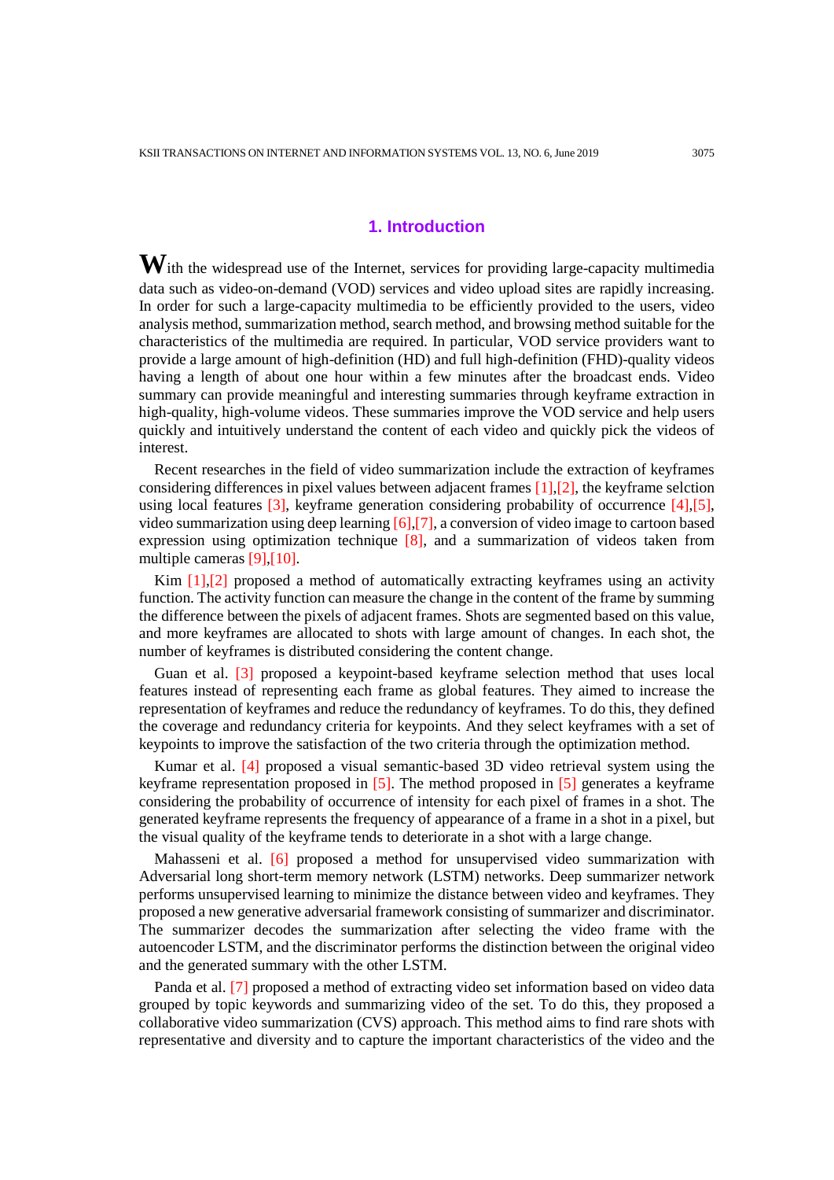## 1. Introduction

With the widespread use of the Internet, services for providing large-capacity multimedia data such as video-on-demand (VOD) services and video upload sites are rapidly increasing. In order for such a large-capacity multimedia to be efficiently provided to the users, video analysis method, summarization method, search method, and browsing method suitable for the characteristics of the multimedia are required. In particular, VOD service providers want to provide a large amount of high-definition (HD) and full high-definition (FHD)-quality videos having a length of about one hour within a few minutes after the broadcast ends. Video summary can provide meaningful and interesting summaries through keyframe extraction in high-quality, high-volume videos. These summaries improve the VOD service and help users quickly and intuitively understand the content of each video and quickly pick the videos of interest.

Recent researches in the field of video summarization include the extraction of keyframes considering differences in pixel values between adjacent frames [1],[2], the keyframe selction using local features [3], keyframe generation considering probability of occurrence [4],[5], video summarization using deep learning [6],[7], a conversion of video image to cartoon based expression using optimization technique [8], and a summarization of videos taken from multiple cameras [9],[10].

Kim [1],[2] proposed a method of automatically extracting keyframes using an activity function. The activity function can measure the change in the content of the frame by summing the difference between the pixels of adjacent frames. Shots are segmented based on this value, and more keyframes are allocated to shots with large amount of changes. In each shot, the number of keyframes is distributed considering the content change.

Guan et al. [3] proposed a keypoint-based keyframe selection method that uses local features instead of representing each frame as global features. They aimed to increase the representation of keyframes and reduce the redundancy of keyframes. To do this, they defined the coverage and redundancy criteria for keypoints. And they select keyframes with a set of keypoints to improve the satisfaction of the two criteria through the optimization method.

Kumar et al. [4] proposed a visual semantic-based 3D video retrieval system using the keyframe representation proposed in [5]. The method proposed in [5] generates a keyframe considering the probability of occurrence of intensity for each pixel of frames in a shot. The generated keyframe represents the frequency of appearance of a frame in a shot in a pixel, but the visual quality of the keyframe tends to deteriorate in a shot with a large change.

Mahasseni et al. [6] proposed a method for unsupervised video summarization with Adversarial long short-term memory (LSTM) networks. Deep summarizer network performs unsupervised learning to minimize the distance between video and keyframes. They proposed a new generative adversarial framework consisting of summarizer and discriminator. The summarizer decodes the summarization after selecting the video frame with the autoencoder LSTM, and the discriminator performs the distinction between the original video and the generated summary with the other LSTM.

Panda et al. [7] proposed a method of extracting video set information based on video data grouped by topic keywords and summarizing video of the set. To do this, they proposed a collaborative video summarization (CVS) approach. This method aims to find rare shots with representative and diversity and to capture the important characteristics of the video and the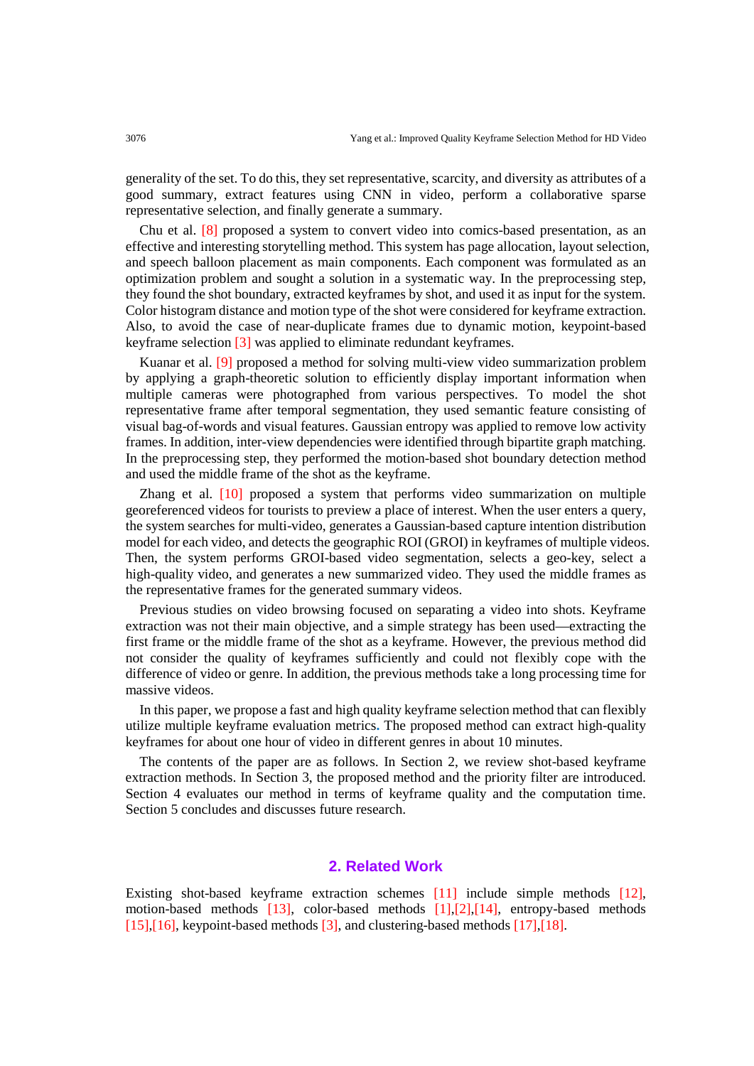generality of the set. To do this, they set representative, scarcity, and diversity as attributes of a good summary, extract features using CNN in video, perform a collaborative sparse representative selection, and finally generate a summary.

Chu et al. [8] proposed a system to convert video into comics-based presentation, as an effective and interesting storytelling method. This system has page allocation, layout selection, and speech balloon placement as main components. Each component was formulated as an optimization problem and sought a solution in a systematic way. In the preprocessing step, they found the shot boundary, extracted keyframes by shot, and used it as input for the system. Color histogram distance and motion type of the shot were considered for keyframe extraction. Also, to avoid the case of near-duplicate frames due to dynamic motion, keypoint-based keyframe selection [3] was applied to eliminate redundant keyframes.

Kuanar et al. [9] proposed a method for solving multi-view video summarization problem by applying a graph-theoretic solution to efficiently display important information when multiple cameras were photographed from various perspectives. To model the shot representative frame after temporal segmentation, they used semantic feature consisting of visual bag-of-words and visual features. Gaussian entropy was applied to remove low activity frames. In addition, inter-view dependencies were identified through bipartite graph matching. In the preprocessing step, they performed the motion-based shot boundary detection method and used the middle frame of the shot as the keyframe.

Zhang et al. [10] proposed a system that performs video summarization on multiple georeferenced videos for tourists to preview a place of interest. When the user enters a query, the system searches for multi-video, generates a Gaussian-based capture intention distribution model for each video, and detects the geographic ROI (GROI) in keyframes of multiple videos. Then, the system performs GROI-based video segmentation, selects a geo-key, select a high-quality video, and generates a new summarized video. They used the middle frames as the representative frames for the generated summary videos.

Previous studies on video browsing focused on separating a video into shots. Keyframe extraction was not their main objective, and a simple strategy has been used—extracting the first frame or the middle frame of the shot as a keyframe. However, the previous method did not consider the quality of keyframes sufficiently and could not flexibly cope with the difference of video or genre. In addition, the previous methods take a long processing time for massive videos.

In this paper, we propose a fast and high quality keyframe selection method that can flexibly utilize multiple keyframe evaluation metrics. The proposed method can extract high-quality keyframes for about one hour of video in different genres in about 10 minutes.

The contents of the paper are as follows. In Section 2, we review shot-based keyframe extraction methods. In Section 3, the proposed method and the priority filter are introduced. Section 4 evaluates our method in terms of keyframe quality and the computation time. Section 5 concludes and discusses future research.

## 2. Related Work

Existing shot-based keyframe extraction schemes [11] include simple methods [12], motion-based methods [13], color-based methods [1],[2],[14], entropy-based methods [15],[16], keypoint-based methods [3], and clustering-based methods [17],[18].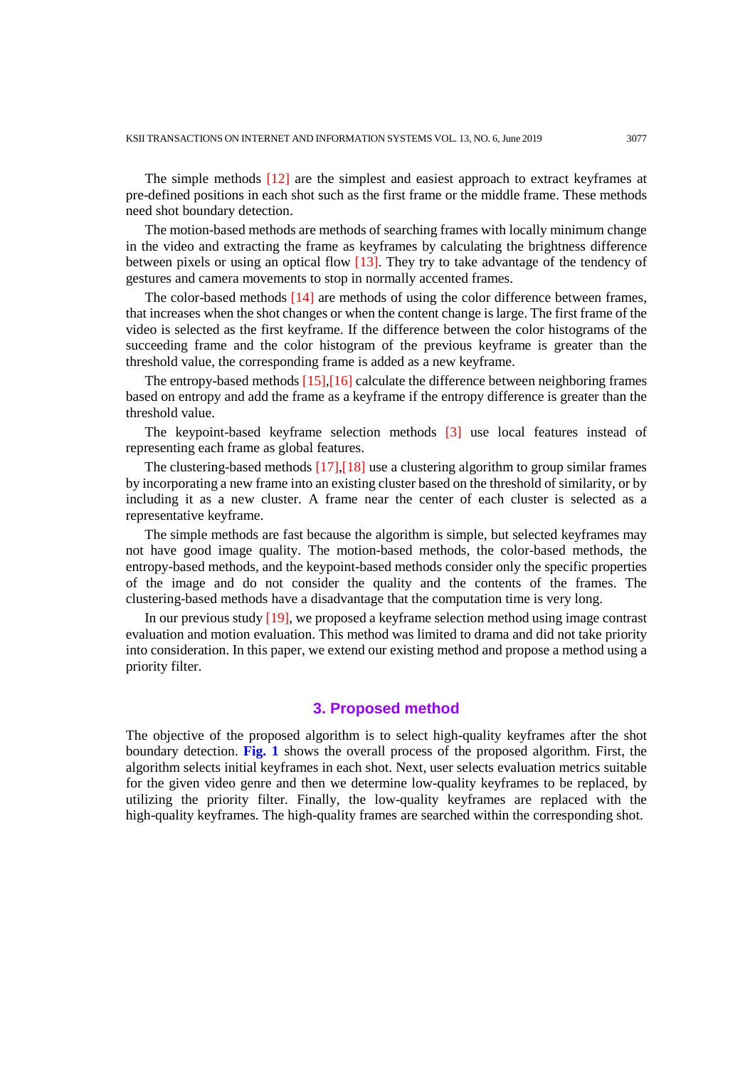The simple methods [12] are the simplest and easiest approach to extract keyframes at pre-defined positions in each shot such as the first frame or the middle frame. These methods need shot boundary detection.

The motion-based methods are methods of searching frames with locally minimum change in the video and extracting the frame as keyframes by calculating the brightness difference between pixels or using an optical flow [13]. They try to take advantage of the tendency of gestures and camera movements to stop in normally accented frames.

The color-based methods [14] are methods of using the color difference between frames, that increases when the shot changes or when the content change is large. The first frame of the video is selected as the first keyframe. If the difference between the color histograms of the succeeding frame and the color histogram of the previous keyframe is greater than the threshold value, the corresponding frame is added as a new keyframe.

The entropy-based methods [15],[16] calculate the difference between neighboring frames based on entropy and add the frame as a keyframe if the entropy difference is greater than the threshold value.

The keypoint-based keyframe selection methods [3] use local features instead of representing each frame as global features.

The clustering-based methods [17],[18] use a clustering algorithm to group similar frames by incorporating a new frame into an existing cluster based on the threshold of similarity, or by including it as a new cluster. A frame near the center of each cluster is selected as a representative keyframe.

The simple methods are fast because the algorithm is simple, but selected keyframes may not have good image quality. The motion-based methods, the color-based methods, the entropy-based methods, and the keypoint-based methods consider only the specific properties of the image and do not consider the quality and the contents of the frames. The clustering-based methods have a disadvantage that the computation time is very long.

In our previous study [19], we proposed a keyframe selection method using image contrast evaluation and motion evaluation. This method was limited to drama and did not take priority into consideration. In this paper, we extend our existing method and propose a method using a priority filter.

## 3. Proposed method

The objective of the proposed algorithm is to select high-quality keyframes after the shot boundary detection. **Fig. 1** shows the overall process of the proposed algorithm. First, the algorithm selects initial keyframes in each shot. Next, user selects evaluation metrics suitable for the given video genre and then we determine low-quality keyframes to be replaced, by utilizing the priority filter. Finally, the low-quality keyframes are replaced with the high-quality keyframes. The high-quality frames are searched within the corresponding shot.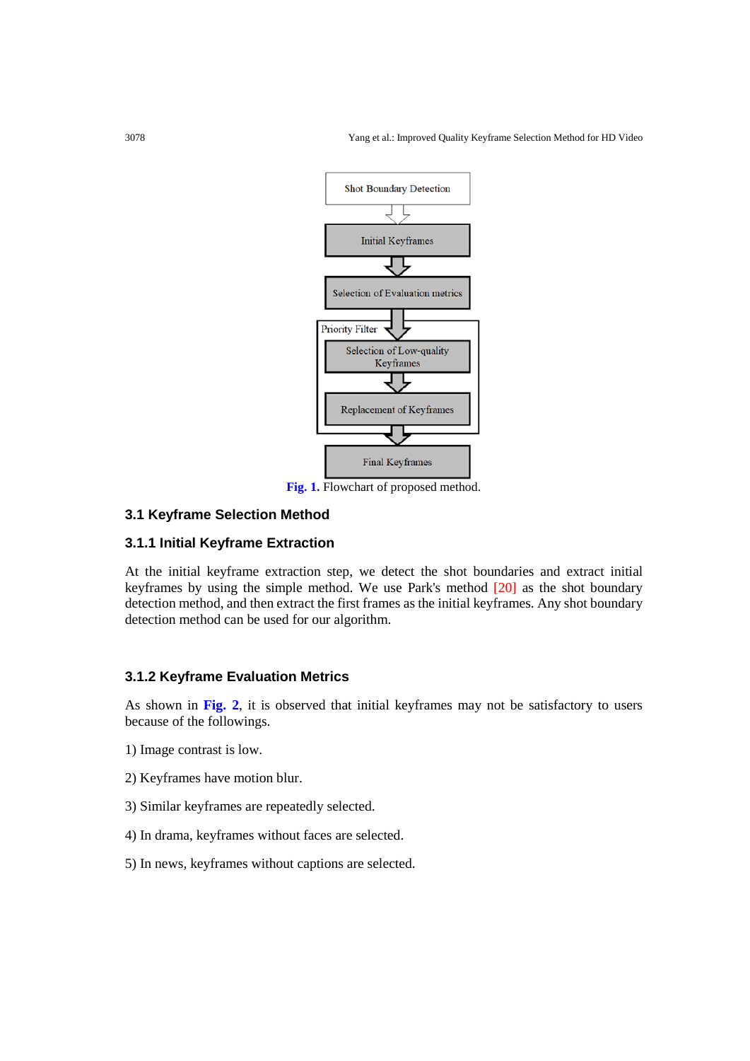Fig. 1. Flowchart of proposed method.

### 3.1 Keyframe Selection Method

#### 3.1.1 Initial Keyframe Extraction

At the initial keyframe extraction step, we detect the shot boundaries and extract initial keyframes by using the simple method. We use Park's method [20] as the shot boundary detection method, and then extract the first frames as the initial keyframes. Any shot boundary detection method can be used for our algorithm.

#### 3.1.2 Keyframe Evaluation Metrics

As shown in **Fig. 2**, it is observed that initial keyframes may not be satisfactory to users because of the followings.

1) Image contrast is low.

2) Keyframes have motion blur.

3) Similar keyframes are repeatedly selected.

4) In drama, keyframes without faces are selected.

5) In news, keyframes without captions are selected.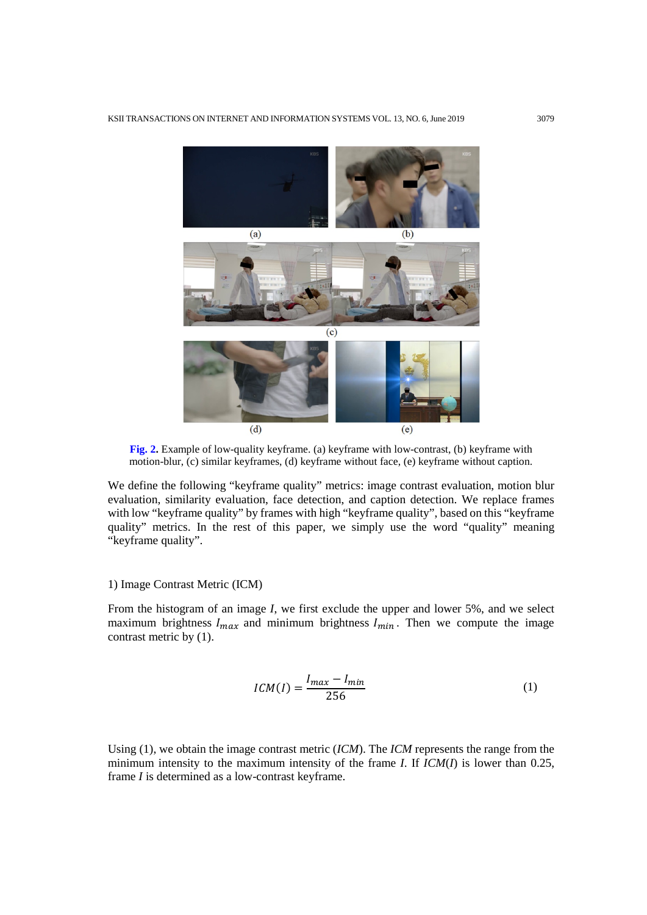(a) (b)

(c)

(d) (e)

**Fig. 2.** Example of low-quality keyframe. (a) keyframe with low-contrast, (b) keyframe with motion-blur, (c) similar keyframes, (d) keyframe without face, (e) keyframe without caption.

We define the following "keyframe quality" metrics: image contrast evaluation, motion blur evaluation, similarity evaluation, face detection, and caption detection. We replace frames with low "keyframe quality" by frames with high "keyframe quality", based on this "keyframe quality" metrics. In the rest of this paper, we simply use the word "quality" meaning "keyframe quality".

1) Image Contrast Metric (ICM)

From the histogram of an image *I*, we first exclude the upper and lower 5%, and we select maximum brightness $I_{max}$ and minimum brightness $I_{min}$. Then we compute the image contrast metric by (1).

$$ICM(I) = \frac{I_{max} - I_{min}}{256} \tag{1}$$

Using (1), we obtain the image contrast metric (*ICM*). The *ICM* represents the range from the minimum intensity to the maximum intensity of the frame *I*. If *ICM*(*I*) is lower than 0.25, frame *I* is determined as a low-contrast keyframe.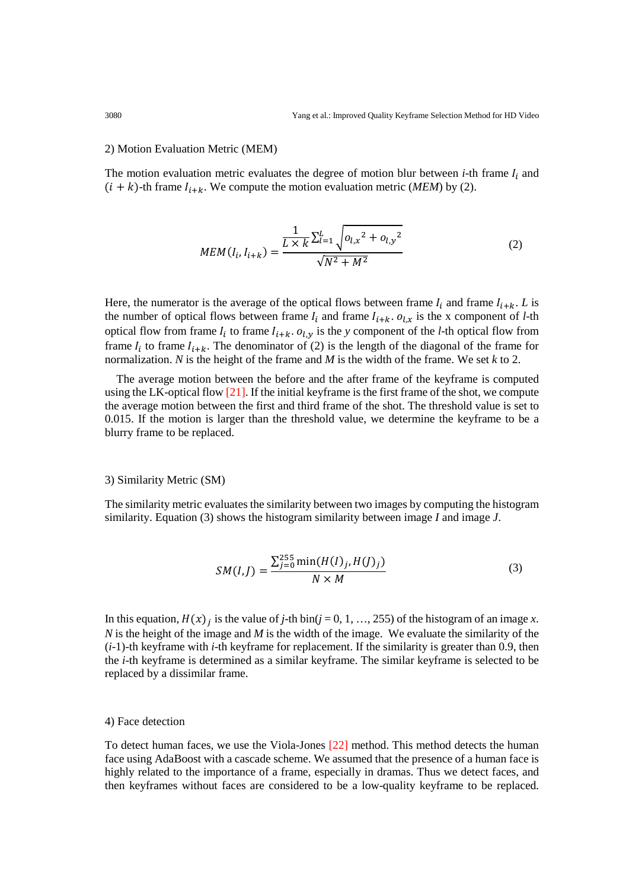### 2) Motion Evaluation Metric (MEM)

The motion evaluation metric evaluates the degree of motion blur between *i*-th frame $I_i$ and $(i+k)$-th frame $I_{i+k}$. We compute the motion evaluation metric (*MEM*) by (2).

$$MEM(I_i, I_{i+k}) = \frac{\frac{1}{L \times k}\sum_{l=1}^{L}\sqrt{{o_{l,x}}^2 + {o_{l,y}}^2}}{\sqrt{N^2 + M^2}} \tag{2}$$

Here, the numerator is the average of the optical flows between frame $I_i$ and frame $I_{i+k}$. $L$ is the number of optical flows between frame $I_i$ and frame $I_{i+k}$. $o_{l,x}$ is the x component of *l*-th optical flow from frame $I_i$ to frame $I_{i+k}$. $o_{l,y}$ is the *y* component of the *l*-th optical flow from frame $I_i$ to frame $I_{i+k}$. The denominator of (2) is the length of the diagonal of the frame for normalization. *N* is the height of the frame and *M* is the width of the frame. We set *k* to 2.

The average motion between the before and the after frame of the keyframe is computed using the LK-optical flow [21]. If the initial keyframe is the first frame of the shot, we compute the average motion between the first and third frame of the shot. The threshold value is set to 0.015. If the motion is larger than the threshold value, we determine the keyframe to be a blurry frame to be replaced.

### 3) Similarity Metric (SM)

The similarity metric evaluates the similarity between two images by computing the histogram similarity. Equation (3) shows the histogram similarity between image *I* and image *J*.

$$SM(I, J) = \frac{\sum_{j=0}^{255}\min(H(I)_j, H(J)_j)}{N \times M} \tag{3}$$

In this equation, $H(x)_j$ is the value of *j*-th bin($j$ = 0, 1, …, 255) of the histogram of an image *x*. *N* is the height of the image and *M* is the width of the image. We evaluate the similarity of the (*i*-1)-th keyframe with *i*-th keyframe for replacement. If the similarity is greater than 0.9, then the *i*-th keyframe is determined as a similar keyframe. The similar keyframe is selected to be replaced by a dissimilar frame.

### 4) Face detection

To detect human faces, we use the Viola-Jones [22] method. This method detects the human face using AdaBoost with a cascade scheme. We assumed that the presence of a human face is highly related to the importance of a frame, especially in dramas. Thus we detect faces, and then keyframes without faces are considered to be a low-quality keyframe to be replaced.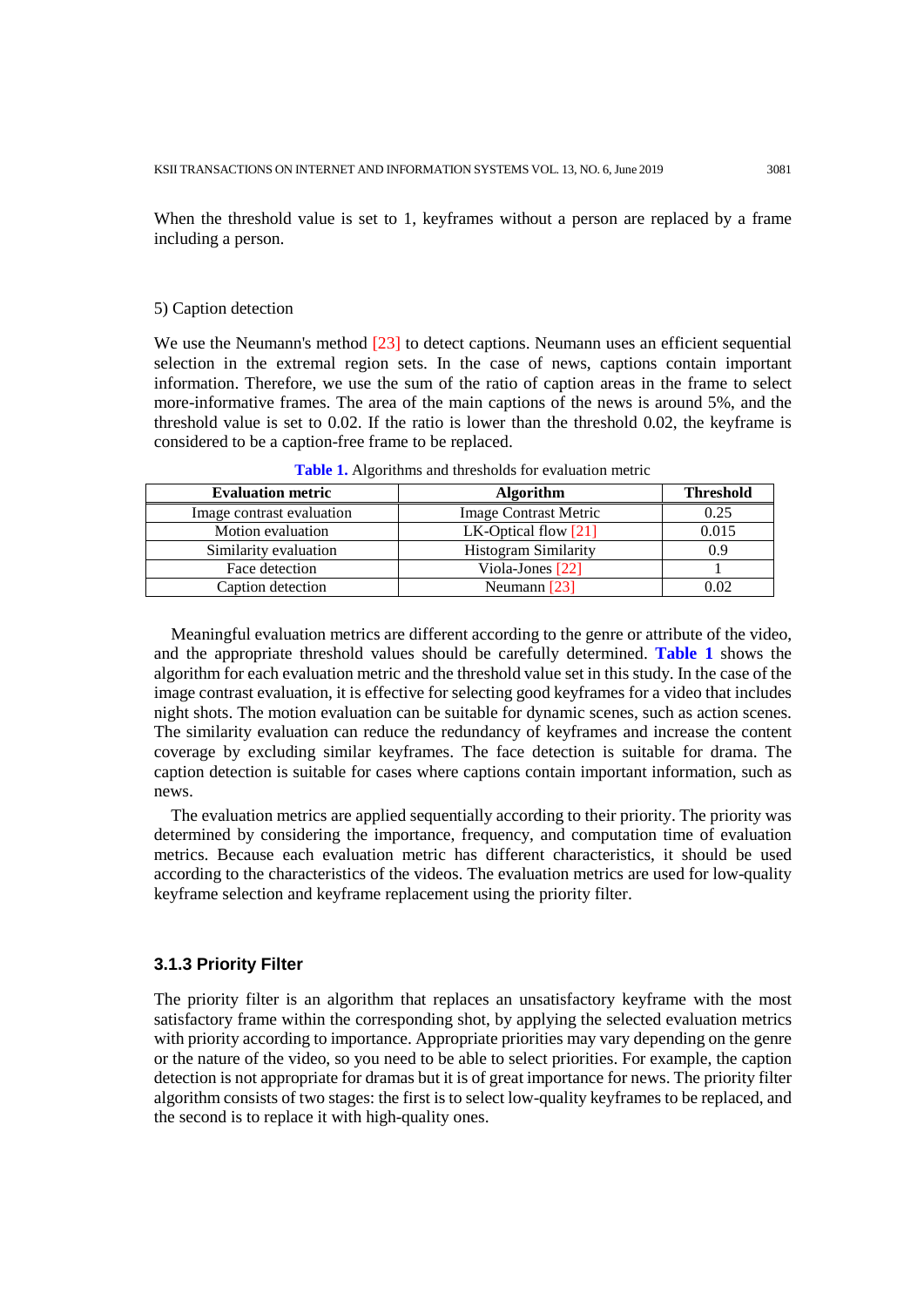When the threshold value is set to 1, keyframes without a person are replaced by a frame including a person.

5) Caption detection

We use the Neumann's method [23] to detect captions. Neumann uses an efficient sequential selection in the extremal region sets. In the case of news, captions contain important information. Therefore, we use the sum of the ratio of caption areas in the frame to select more-informative frames. The area of the main captions of the news is around 5%, and the threshold value is set to 0.02. If the ratio is lower than the threshold 0.02, the keyframe is considered to be a caption-free frame to be replaced.

**Table 1.** Algorithms and thresholds for evaluation metric

| Evaluation metric | Algorithm | Threshold |
|---|---|---|
| Image contrast evaluation | Image Contrast Metric | 0.25 |
| Motion evaluation | LK-Optical flow [21] | 0.015 |
| Similarity evaluation | Histogram Similarity | 0.9 |
| Face detection | Viola-Jones [22] | 1 |
| Caption detection | Neumann [23] | 0.02 |

Meaningful evaluation metrics are different according to the genre or attribute of the video, and the appropriate threshold values should be carefully determined. **Table 1** shows the algorithm for each evaluation metric and the threshold value set in this study. In the case of the image contrast evaluation, it is effective for selecting good keyframes for a video that includes night shots. The motion evaluation can be suitable for dynamic scenes, such as action scenes. The similarity evaluation can reduce the redundancy of keyframes and increase the content coverage by excluding similar keyframes. The face detection is suitable for drama. The caption detection is suitable for cases where captions contain important information, such as news.

The evaluation metrics are applied sequentially according to their priority. The priority was determined by considering the importance, frequency, and computation time of evaluation metrics. Because each evaluation metric has different characteristics, it should be used according to the characteristics of the videos. The evaluation metrics are used for low-quality keyframe selection and keyframe replacement using the priority filter.

### 3.1.3 Priority Filter

The priority filter is an algorithm that replaces an unsatisfactory keyframe with the most satisfactory frame within the corresponding shot, by applying the selected evaluation metrics with priority according to importance. Appropriate priorities may vary depending on the genre or the nature of the video, so you need to be able to select priorities. For example, the caption detection is not appropriate for dramas but it is of great importance for news. The priority filter algorithm consists of two stages: the first is to select low-quality keyframes to be replaced, and the second is to replace it with high-quality ones.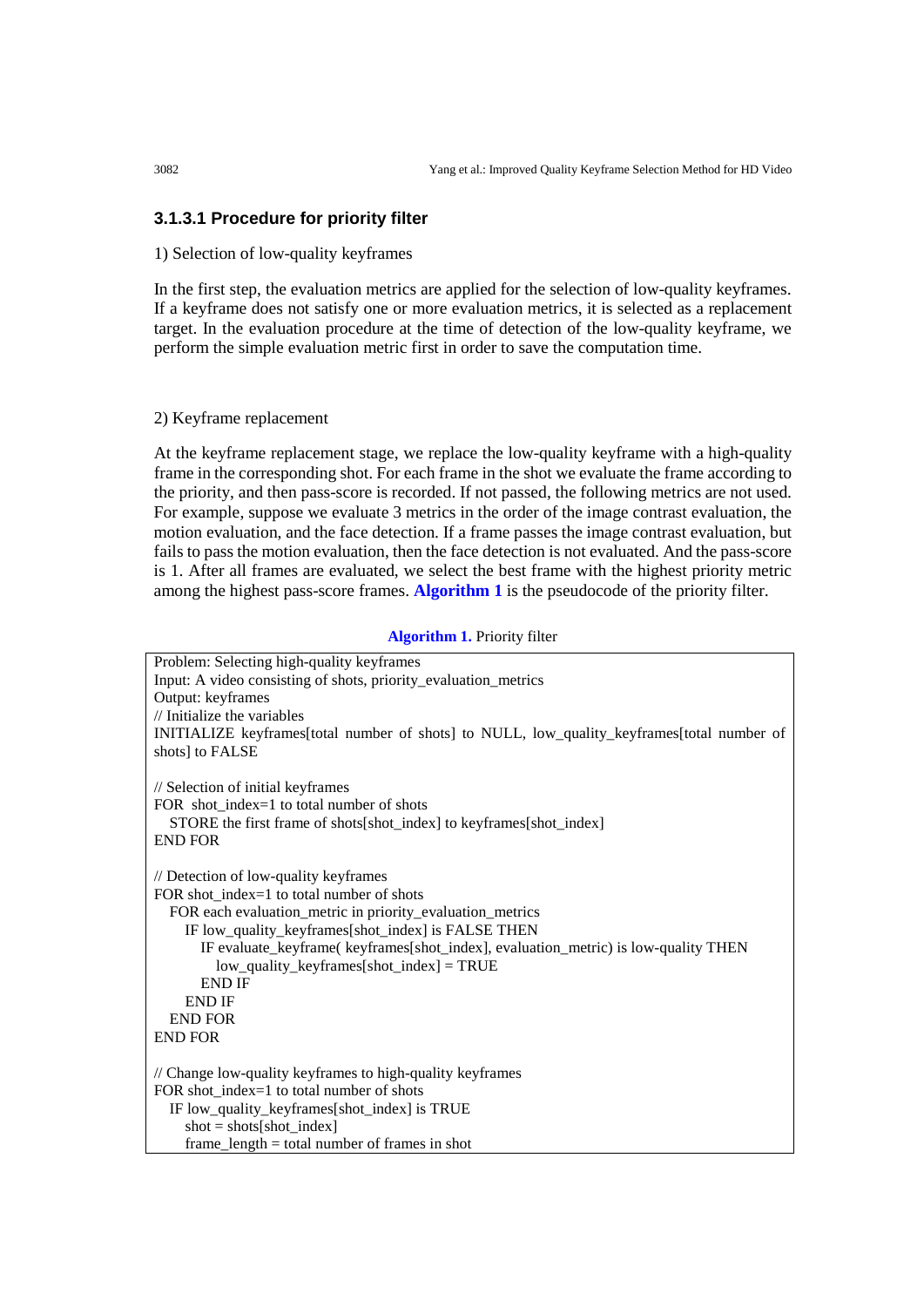#### 3.1.3.1 Procedure for priority filter

1) Selection of low-quality keyframes

In the first step, the evaluation metrics are applied for the selection of low-quality keyframes. If a keyframe does not satisfy one or more evaluation metrics, it is selected as a replacement target. In the evaluation procedure at the time of detection of the low-quality keyframe, we perform the simple evaluation metric first in order to save the computation time.

2) Keyframe replacement

At the keyframe replacement stage, we replace the low-quality keyframe with a high-quality frame in the corresponding shot. For each frame in the shot we evaluate the frame according to the priority, and then pass-score is recorded. If not passed, the following metrics are not used. For example, suppose we evaluate 3 metrics in the order of the image contrast evaluation, the motion evaluation, and the face detection. If a frame passes the image contrast evaluation, but fails to pass the motion evaluation, then the face detection is not evaluated. And the pass-score is 1. After all frames are evaluated, we select the best frame with the highest priority metric among the highest pass-score frames. **Algorithm 1** is the pseudocode of the priority filter.

**Algorithm 1.** Priority filter

```
Problem: Selecting high-quality keyframes
Input: A video consisting of shots, priority_evaluation_metrics
Output: keyframes
// Initialize the variables
INITIALIZE keyframes[total number of shots] to NULL, low_quality_keyframes[total number of
shots] to FALSE

// Selection of initial keyframes
FOR  shot_index=1 to total number of shots
  STORE the first frame of shots[shot_index] to keyframes[shot_index]
END FOR

// Detection of low-quality keyframes
FOR shot_index=1 to total number of shots
  FOR each evaluation_metric in priority_evaluation_metrics
    IF low_quality_keyframes[shot_index] is FALSE THEN
      IF evaluate_keyframe( keyframes[shot_index], evaluation_metric) is low-quality THEN
        low_quality_keyframes[shot_index] = TRUE
      END IF
    END IF
  END FOR
END FOR

// Change low-quality keyframes to high-quality keyframes
FOR shot_index=1 to total number of shots
  IF low_quality_keyframes[shot_index] is TRUE
    shot = shots[shot_index]
    frame_length = total number of frames in shot
```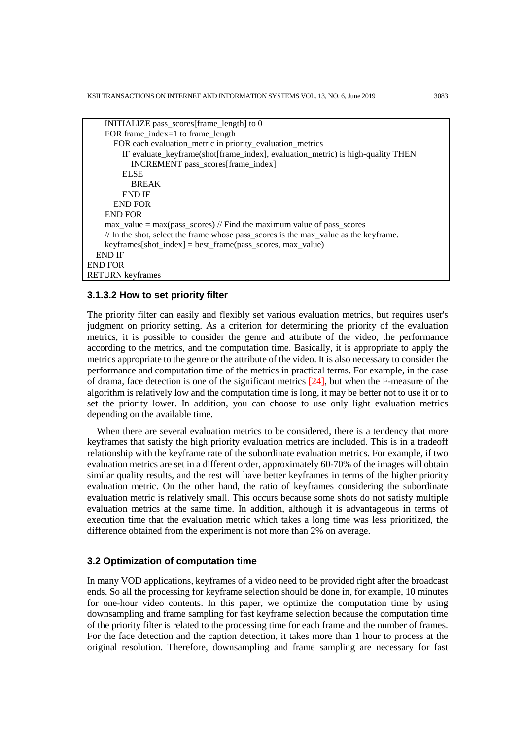```
    INITIALIZE pass_scores[frame_length] to 0
    FOR frame_index=1 to frame_length
      FOR each evaluation_metric in priority_evaluation_metrics
        IF evaluate_keyframe(shot[frame_index], evaluation_metric) is high-quality THEN
          INCREMENT pass_scores[frame_index]
        ELSE
          BREAK
        END IF
      END FOR
    END FOR
    max_value = max(pass_scores) // Find the maximum value of pass_scores
    // In the shot, select the frame whose pass_scores is the max_value as the keyframe.
    keyframes[shot_index] = best_frame(pass_scores, max_value)
  END IF
END FOR
RETURN keyframes
```

#### 3.1.3.2 How to set priority filter

The priority filter can easily and flexibly set various evaluation metrics, but requires user's judgment on priority setting. As a criterion for determining the priority of the evaluation metrics, it is possible to consider the genre and attribute of the video, the performance according to the metrics, and the computation time. Basically, it is appropriate to apply the metrics appropriate to the genre or the attribute of the video. It is also necessary to consider the performance and computation time of the metrics in practical terms. For example, in the case of drama, face detection is one of the significant metrics [24], but when the F-measure of the algorithm is relatively low and the computation time is long, it may be better not to use it or to set the priority lower. In addition, you can choose to use only light evaluation metrics depending on the available time.

When there are several evaluation metrics to be considered, there is a tendency that more keyframes that satisfy the high priority evaluation metrics are included. This is in a tradeoff relationship with the keyframe rate of the subordinate evaluation metrics. For example, if two evaluation metrics are set in a different order, approximately 60-70% of the images will obtain similar quality results, and the rest will have better keyframes in terms of the higher priority evaluation metric. On the other hand, the ratio of keyframes considering the subordinate evaluation metric is relatively small. This occurs because some shots do not satisfy multiple evaluation metrics at the same time. In addition, although it is advantageous in terms of execution time that the evaluation metric which takes a long time was less prioritized, the difference obtained from the experiment is not more than 2% on average.

### 3.2 Optimization of computation time

In many VOD applications, keyframes of a video need to be provided right after the broadcast ends. So all the processing for keyframe selection should be done in, for example, 10 minutes for one-hour video contents. In this paper, we optimize the computation time by using downsampling and frame sampling for fast keyframe selection because the computation time of the priority filter is related to the processing time for each frame and the number of frames. For the face detection and the caption detection, it takes more than 1 hour to process at the original resolution. Therefore, downsampling and frame sampling are necessary for fast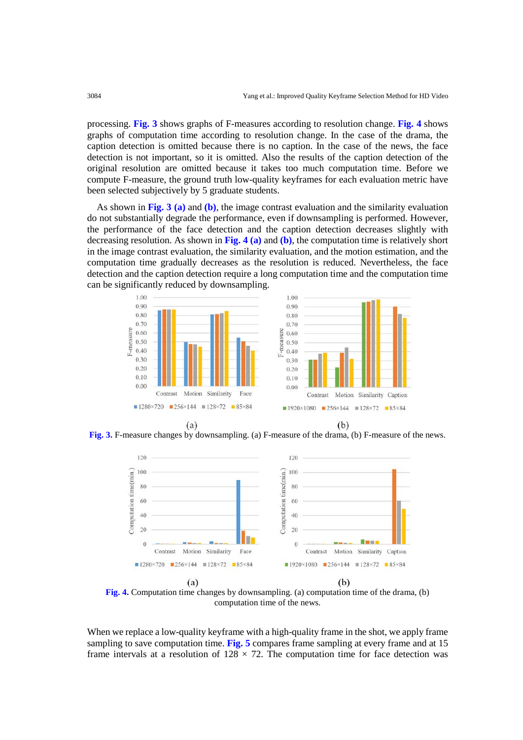processing. **Fig. 3** shows graphs of F-measures according to resolution change. **Fig. 4** shows graphs of computation time according to resolution change. In the case of the drama, the caption detection is omitted because there is no caption. In the case of the news, the face detection is not important, so it is omitted. Also the results of the caption detection of the original resolution are omitted because it takes too much computation time. Before we compute F-measure, the ground truth low-quality keyframes for each evaluation metric have been selected subjectively by 5 graduate students.

As shown in **Fig. 3 (a)** and **(b)**, the image contrast evaluation and the similarity evaluation do not substantially degrade the performance, even if downsampling is performed. However, the performance of the face detection and the caption detection decreases slightly with decreasing resolution. As shown in **Fig. 4 (a)** and **(b)**, the computation time is relatively short in the image contrast evaluation, the similarity evaluation, and the motion estimation, and the computation time gradually decreases as the resolution is reduced. Nevertheless, the face detection and the caption detection require a long computation time and the computation time can be significantly reduced by downsampling.

**Fig. 3.** F-measure changes by downsampling. (a) F-measure of the drama, (b) F-measure of the news.

**Fig. 4.** Computation time changes by downsampling. (a) computation time of the drama, (b) computation time of the news.

When we replace a low-quality keyframe with a high-quality frame in the shot, we apply frame sampling to save computation time. **Fig. 5** compares frame sampling at every frame and at 15 frame intervals at a resolution of $128 \times 72$. The computation time for face detection was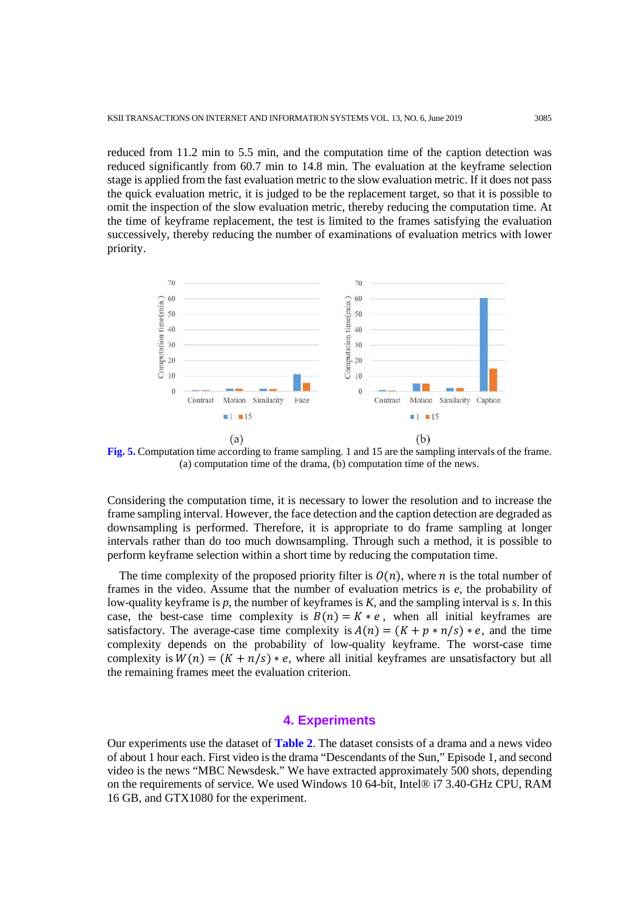reduced from 11.2 min to 5.5 min, and the computation time of the caption detection was reduced significantly from 60.7 min to 14.8 min. The evaluation at the keyframe selection stage is applied from the fast evaluation metric to the slow evaluation metric. If it does not pass the quick evaluation metric, it is judged to be the replacement target, so that it is possible to omit the inspection of the slow evaluation metric, thereby reducing the computation time. At the time of keyframe replacement, the test is limited to the frames satisfying the evaluation successively, thereby reducing the number of examinations of evaluation metrics with lower priority.

**Fig. 5.** Computation time according to frame sampling. 1 and 15 are the sampling intervals of the frame. (a) computation time of the drama, (b) computation time of the news.

Considering the computation time, it is necessary to lower the resolution and to increase the frame sampling interval. However, the face detection and the caption detection are degraded as downsampling is performed. Therefore, it is appropriate to do frame sampling at longer intervals rather than do too much downsampling. Through such a method, it is possible to perform keyframe selection within a short time by reducing the computation time.

The time complexity of the proposed priority filter is $O(n)$, where $n$ is the total number of frames in the video. Assume that the number of evaluation metrics is $e$, the probability of low-quality keyframe is $p$, the number of keyframes is $K$, and the sampling interval is $s$. In this case, the best-case time complexity is $B(n) = K * e$, when all initial keyframes are satisfactory. The average-case time complexity is $A(n) = (K + p * n/s) * e$, and the time complexity depends on the probability of low-quality keyframe. The worst-case time complexity is $W(n) = (K + n/s) * e$, where all initial keyframes are unsatisfactory but all the remaining frames meet the evaluation criterion.

## 4. Experiments

Our experiments use the dataset of **Table 2**. The dataset consists of a drama and a news video of about 1 hour each. First video is the drama "Descendants of the Sun," Episode 1, and second video is the news "MBC Newsdesk." We have extracted approximately 500 shots, depending on the requirements of service. We used Windows 10 64-bit, Intel® i7 3.40-GHz CPU, RAM 16 GB, and GTX1080 for the experiment.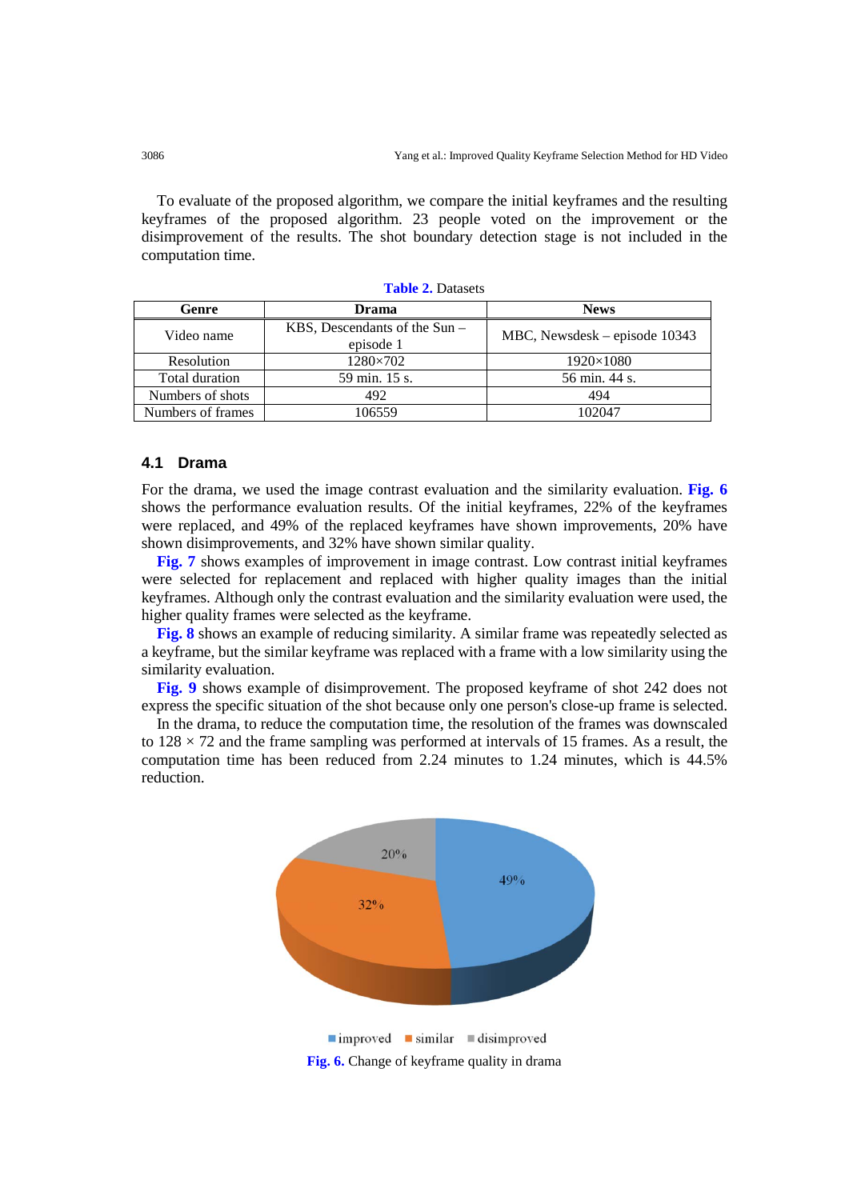To evaluate of the proposed algorithm, we compare the initial keyframes and the resulting keyframes of the proposed algorithm. 23 people voted on the improvement or the disimprovement of the results. The shot boundary detection stage is not included in the computation time.

**Table 2.** Datasets

| Genre | Drama | News |
|---|---|---|
| Video name | KBS, Descendants of the Sun – episode 1 | MBC, Newsdesk – episode 10343 |
| Resolution | 1280×702 | 1920×1080 |
| Total duration | 59 min. 15 s. | 56 min. 44 s. |
| Numbers of shots | 492 | 494 |
| Numbers of frames | 106559 | 102047 |

### 4.1 Drama

For the drama, we used the image contrast evaluation and the similarity evaluation. **Fig. 6** shows the performance evaluation results. Of the initial keyframes, 22% of the keyframes were replaced, and 49% of the replaced keyframes have shown improvements, 20% have shown disimprovements, and 32% have shown similar quality.

**Fig. 7** shows examples of improvement in image contrast. Low contrast initial keyframes were selected for replacement and replaced with higher quality images than the initial keyframes. Although only the contrast evaluation and the similarity evaluation were used, the higher quality frames were selected as the keyframe.

**Fig. 8** shows an example of reducing similarity. A similar frame was repeatedly selected as a keyframe, but the similar keyframe was replaced with a frame with a low similarity using the similarity evaluation.

**Fig. 9** shows example of disimprovement. The proposed keyframe of shot 242 does not express the specific situation of the shot because only one person's close-up frame is selected.

In the drama, to reduce the computation time, the resolution of the frames was downscaled to 128 × 72 and the frame sampling was performed at intervals of 15 frames. As a result, the computation time has been reduced from 2.24 minutes to 1.24 minutes, which is 44.5% reduction.

■ improved ■ similar ■ disimproved

**Fig. 6.** Change of keyframe quality in drama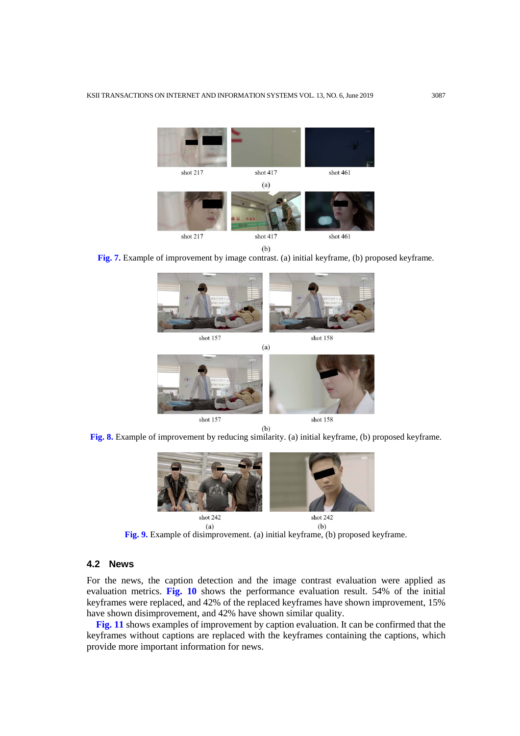shot 217 shot 417 shot 461

(a)

shot 217 shot 417 shot 461

(b)

**Fig. 7.** Example of improvement by image contrast. (a) initial keyframe, (b) proposed keyframe.

shot 157 shot 158

(a)

shot 157 shot 158

(b)

**Fig. 8.** Example of improvement by reducing similarity. (a) initial keyframe, (b) proposed keyframe.

shot 242 shot 242

(a) (b)

**Fig. 9.** Example of disimprovement. (a) initial keyframe, (b) proposed keyframe.

## 4.2 News

For the news, the caption detection and the image contrast evaluation were applied as evaluation metrics. **Fig. 10** shows the performance evaluation result. 54% of the initial keyframes were replaced, and 42% of the replaced keyframes have shown improvement, 15% have shown disimprovement, and 42% have shown similar quality.

**Fig. 11** shows examples of improvement by caption evaluation. It can be confirmed that the keyframes without captions are replaced with the keyframes containing the captions, which provide more important information for news.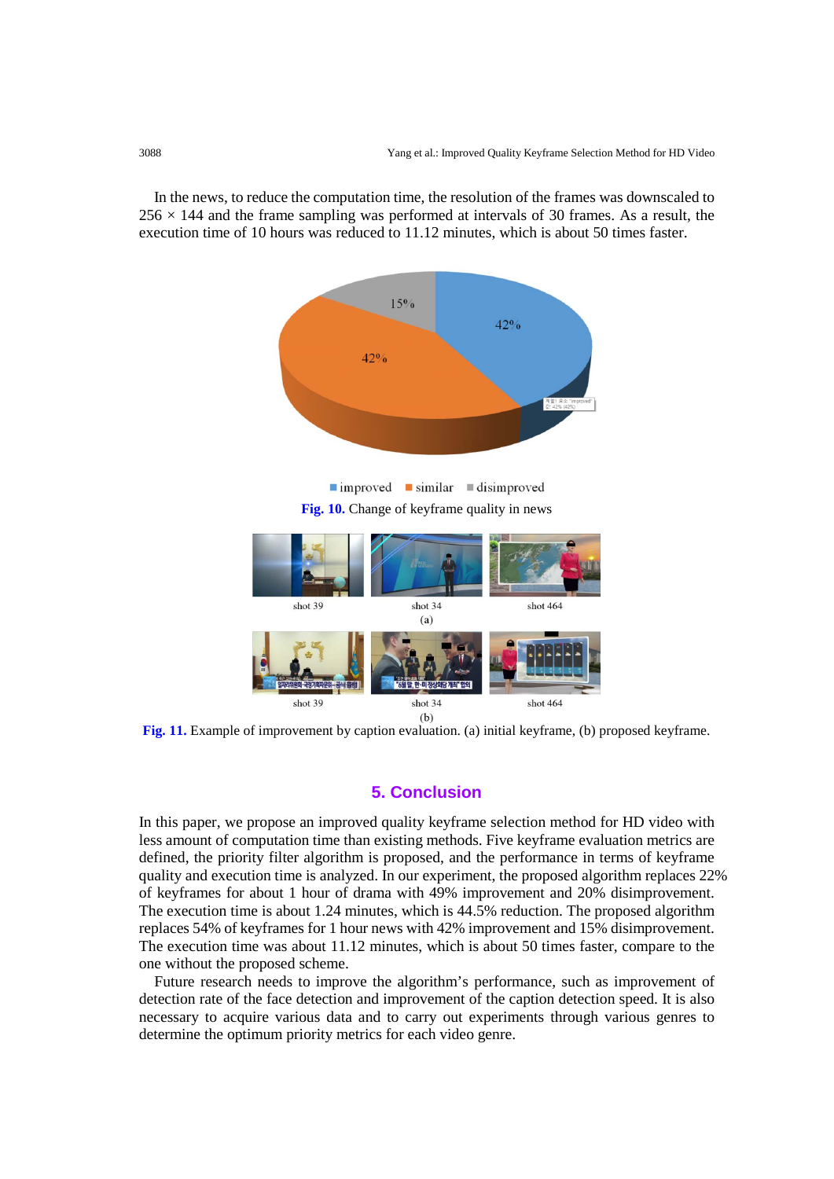In the news, to reduce the computation time, the resolution of the frames was downscaled to $256 \times 144$ and the frame sampling was performed at intervals of 30 frames. As a result, the execution time of 10 hours was reduced to 11.12 minutes, which is about 50 times faster.

**Fig. 10.** Change of keyframe quality in news

**Fig. 11.** Example of improvement by caption evaluation. (a) initial keyframe, (b) proposed keyframe.

## 5. Conclusion

In this paper, we propose an improved quality keyframe selection method for HD video with less amount of computation time than existing methods. Five keyframe evaluation metrics are defined, the priority filter algorithm is proposed, and the performance in terms of keyframe quality and execution time is analyzed. In our experiment, the proposed algorithm replaces 22% of keyframes for about 1 hour of drama with 49% improvement and 20% disimprovement. The execution time is about 1.24 minutes, which is 44.5% reduction. The proposed algorithm replaces 54% of keyframes for 1 hour news with 42% improvement and 15% disimprovement. The execution time was about 11.12 minutes, which is about 50 times faster, compare to the one without the proposed scheme.

Future research needs to improve the algorithm's performance, such as improvement of detection rate of the face detection and improvement of the caption detection speed. It is also necessary to acquire various data and to carry out experiments through various genres to determine the optimum priority metrics for each video genre.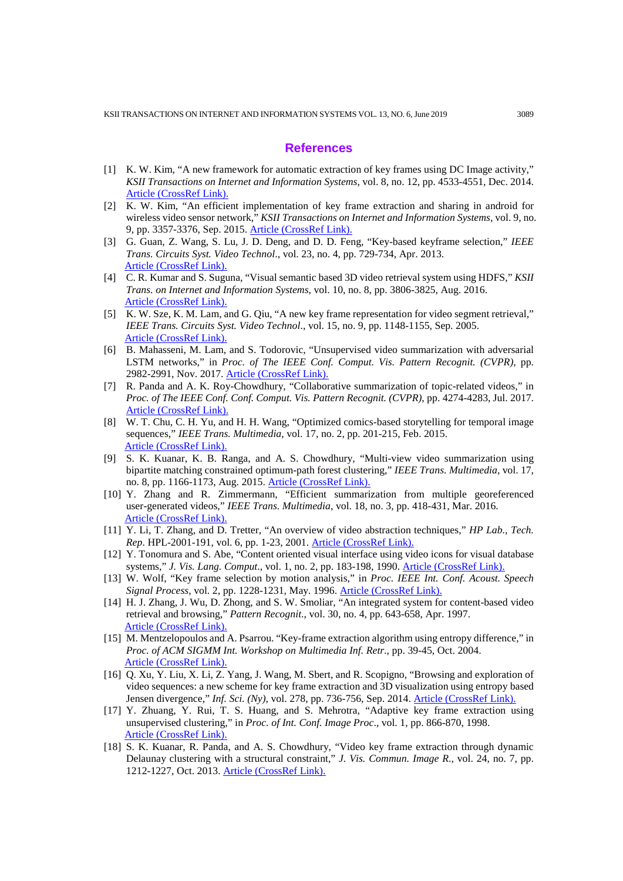## References

[1] K. W. Kim, "A new framework for automatic extraction of key frames using DC Image activity," *KSII Transactions on Internet and Information Systems*, vol. 8, no. 12, pp. 4533-4551, Dec. 2014. Article (CrossRef Link).

[2] K. W. Kim, "An efficient implementation of key frame extraction and sharing in android for wireless video sensor network," *KSII Transactions on Internet and Information Systems*, vol. 9, no. 9, pp. 3357-3376, Sep. 2015. Article (CrossRef Link).

[3] G. Guan, Z. Wang, S. Lu, J. D. Deng, and D. D. Feng, "Key-based keyframe selection," *IEEE Trans. Circuits Syst. Video Technol*., vol. 23, no. 4, pp. 729-734, Apr. 2013. Article (CrossRef Link).

[4] C. R. Kumar and S. Suguna, "Visual semantic based 3D video retrieval system using HDFS," *KSII Trans. on Internet and Information Systems*, vol. 10, no. 8, pp. 3806-3825, Aug. 2016. Article (CrossRef Link).

[5] K. W. Sze, K. M. Lam, and G. Qiu, "A new key frame representation for video segment retrieval," *IEEE Trans. Circuits Syst. Video Technol*., vol. 15, no. 9, pp. 1148-1155, Sep. 2005. Article (CrossRef Link).

[6] B. Mahasseni, M. Lam, and S. Todorovic, "Unsupervised video summarization with adversarial LSTM networks," in *Proc. of The IEEE Conf. Comput. Vis. Pattern Recognit. (CVPR)*, pp. 2982-2991, Nov. 2017. Article (CrossRef Link).

[7] R. Panda and A. K. Roy-Chowdhury, "Collaborative summarization of topic-related videos," in *Proc. of The IEEE Conf. Conf. Comput. Vis. Pattern Recognit. (CVPR)*, pp. 4274-4283, Jul. 2017. Article (CrossRef Link).

[8] W. T. Chu, C. H. Yu, and H. H. Wang, "Optimized comics-based storytelling for temporal image sequences," *IEEE Trans. Multimedia*, vol. 17, no. 2, pp. 201-215, Feb. 2015. Article (CrossRef Link).

[9] S. K. Kuanar, K. B. Ranga, and A. S. Chowdhury, "Multi-view video summarization using bipartite matching constrained optimum-path forest clustering," *IEEE Trans. Multimedia*, vol. 17, no. 8, pp. 1166-1173, Aug. 2015. Article (CrossRef Link).

[10] Y. Zhang and R. Zimmermann, "Efficient summarization from multiple georeferenced user-generated videos," *IEEE Trans. Multimedia*, vol. 18, no. 3, pp. 418-431, Mar. 2016. Article (CrossRef Link).

[11] Y. Li, T. Zhang, and D. Tretter, "An overview of video abstraction techniques," *HP Lab., Tech. Rep*. HPL-2001-191, vol. 6, pp. 1-23, 2001. Article (CrossRef Link).

[12] Y. Tonomura and S. Abe, "Content oriented visual interface using video icons for visual database systems," *J. Vis. Lang. Comput*., vol. 1, no. 2, pp. 183-198, 1990. Article (CrossRef Link).

[13] W. Wolf, "Key frame selection by motion analysis," in *Proc. IEEE Int. Conf. Acoust. Speech Signal Process*, vol. 2, pp. 1228-1231, May. 1996. Article (CrossRef Link).

[14] H. J. Zhang, J. Wu, D. Zhong, and S. W. Smoliar, "An integrated system for content-based video retrieval and browsing," *Pattern Recognit*., vol. 30, no. 4, pp. 643-658, Apr. 1997. Article (CrossRef Link).

[15] M. Mentzelopoulos and A. Psarrou. "Key-frame extraction algorithm using entropy difference," in *Proc. of ACM SIGMM Int. Workshop on Multimedia Inf. Retr*., pp. 39-45, Oct. 2004. Article (CrossRef Link).

[16] Q. Xu, Y. Liu, X. Li, Z. Yang, J. Wang, M. Sbert, and R. Scopigno, "Browsing and exploration of video sequences: a new scheme for key frame extraction and 3D visualization using entropy based Jensen divergence," *Inf. Sci. (Ny)*, vol. 278, pp. 736-756, Sep. 2014. Article (CrossRef Link).

[17] Y. Zhuang, Y. Rui, T. S. Huang, and S. Mehrotra, "Adaptive key frame extraction using unsupervised clustering," in *Proc. of Int. Conf. Image Proc*., vol. 1, pp. 866-870, 1998. Article (CrossRef Link).

[18] S. K. Kuanar, R. Panda, and A. S. Chowdhury, "Video key frame extraction through dynamic Delaunay clustering with a structural constraint," *J. Vis. Commun. Image R*., vol. 24, no. 7, pp. 1212-1227, Oct. 2013. Article (CrossRef Link).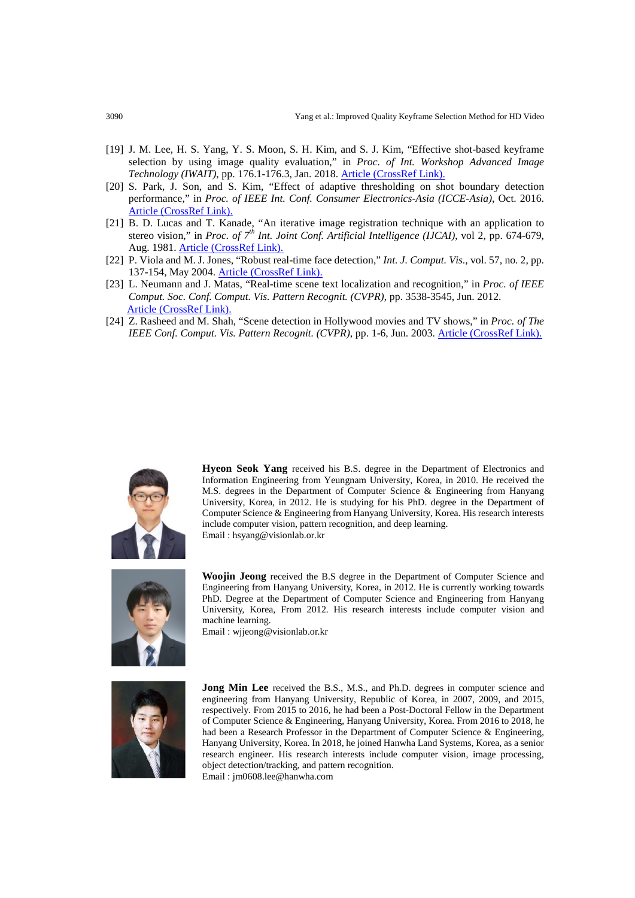[19] J. M. Lee, H. S. Yang, Y. S. Moon, S. H. Kim, and S. J. Kim, "Effective shot-based keyframe selection by using image quality evaluation," in *Proc. of Int. Workshop Advanced Image Technology (IWAIT)*, pp. 176.1-176.3, Jan. 2018. Article (CrossRef Link).

[20] S. Park, J. Son, and S. Kim, "Effect of adaptive thresholding on shot boundary detection performance," in *Proc. of IEEE Int. Conf. Consumer Electronics-Asia (ICCE-Asia)*, Oct. 2016. Article (CrossRef Link).

[21] B. D. Lucas and T. Kanade, "An iterative image registration technique with an application to stereo vision," in *Proc. of 7th Int. Joint Conf. Artificial Intelligence (IJCAI)*, vol 2, pp. 674-679, Aug. 1981. Article (CrossRef Link).

[22] P. Viola and M. J. Jones, "Robust real-time face detection," *Int. J. Comput. Vis*., vol. 57, no. 2, pp. 137-154, May 2004. Article (CrossRef Link).

[23] L. Neumann and J. Matas, "Real-time scene text localization and recognition," in *Proc. of IEEE Comput. Soc. Conf. Comput. Vis. Pattern Recognit. (CVPR)*, pp. 3538-3545, Jun. 2012. Article (CrossRef Link).

[24] Z. Rasheed and M. Shah, "Scene detection in Hollywood movies and TV shows," in *Proc. of The IEEE Conf. Comput. Vis. Pattern Recognit. (CVPR)*, pp. 1-6, Jun. 2003. Article (CrossRef Link).

**Hyeon Seok Yang** received his B.S. degree in the Department of Electronics and Information Engineering from Yeungnam University, Korea, in 2010. He received the M.S. degrees in the Department of Computer Science & Engineering from Hanyang University, Korea, in 2012. He is studying for his PhD. degree in the Department of Computer Science & Engineering from Hanyang University, Korea. His research interests include computer vision, pattern recognition, and deep learning.
Email : hsyang@visionlab.or.kr

**Woojin Jeong** received the B.S degree in the Department of Computer Science and Engineering from Hanyang University, Korea, in 2012. He is currently working towards PhD. Degree at the Department of Computer Science and Engineering from Hanyang University, Korea, From 2012. His research interests include computer vision and machine learning.
Email : wjjeong@visionlab.or.kr

**Jong Min Lee** received the B.S., M.S., and Ph.D. degrees in computer science and engineering from Hanyang University, Republic of Korea, in 2007, 2009, and 2015, respectively. From 2015 to 2016, he had been a Post-Doctoral Fellow in the Department of Computer Science & Engineering, Hanyang University, Korea. From 2016 to 2018, he had been a Research Professor in the Department of Computer Science & Engineering, Hanyang University, Korea. In 2018, he joined Hanwha Land Systems, Korea, as a senior research engineer. His research interests include computer vision, image processing, object detection/tracking, and pattern recognition.
Email : jm0608.lee@hanwha.com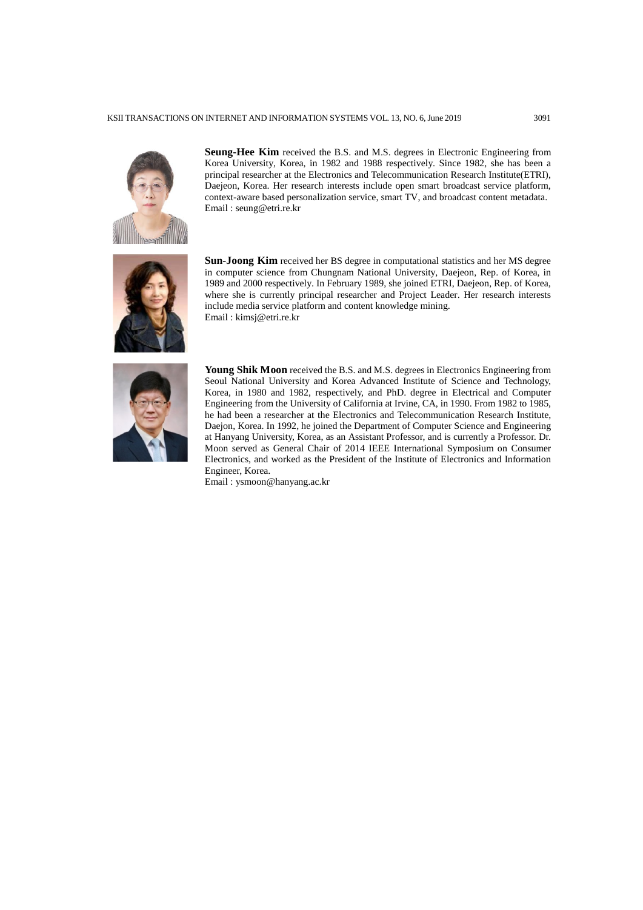**Seung-Hee Kim** received the B.S. and M.S. degrees in Electronic Engineering from Korea University, Korea, in 1982 and 1988 respectively. Since 1982, she has been a principal researcher at the Electronics and Telecommunication Research Institute(ETRI), Daejeon, Korea. Her research interests include open smart broadcast service platform, context-aware based personalization service, smart TV, and broadcast content metadata.
Email : seung@etri.re.kr

**Sun-Joong Kim** received her BS degree in computational statistics and her MS degree in computer science from Chungnam National University, Daejeon, Rep. of Korea, in 1989 and 2000 respectively. In February 1989, she joined ETRI, Daejeon, Rep. of Korea, where she is currently principal researcher and Project Leader. Her research interests include media service platform and content knowledge mining.
Email : kimsj@etri.re.kr

**Young Shik Moon** received the B.S. and M.S. degrees in Electronics Engineering from Seoul National University and Korea Advanced Institute of Science and Technology, Korea, in 1980 and 1982, respectively, and PhD. degree in Electrical and Computer Engineering from the University of California at Irvine, CA, in 1990. From 1982 to 1985, he had been a researcher at the Electronics and Telecommunication Research Institute, Daejon, Korea. In 1992, he joined the Department of Computer Science and Engineering at Hanyang University, Korea, as an Assistant Professor, and is currently a Professor. Dr. Moon served as General Chair of 2014 IEEE International Symposium on Consumer Electronics, and worked as the President of the Institute of Electronics and Information Engineer, Korea.
Email : ysmoon@hanyang.ac.kr